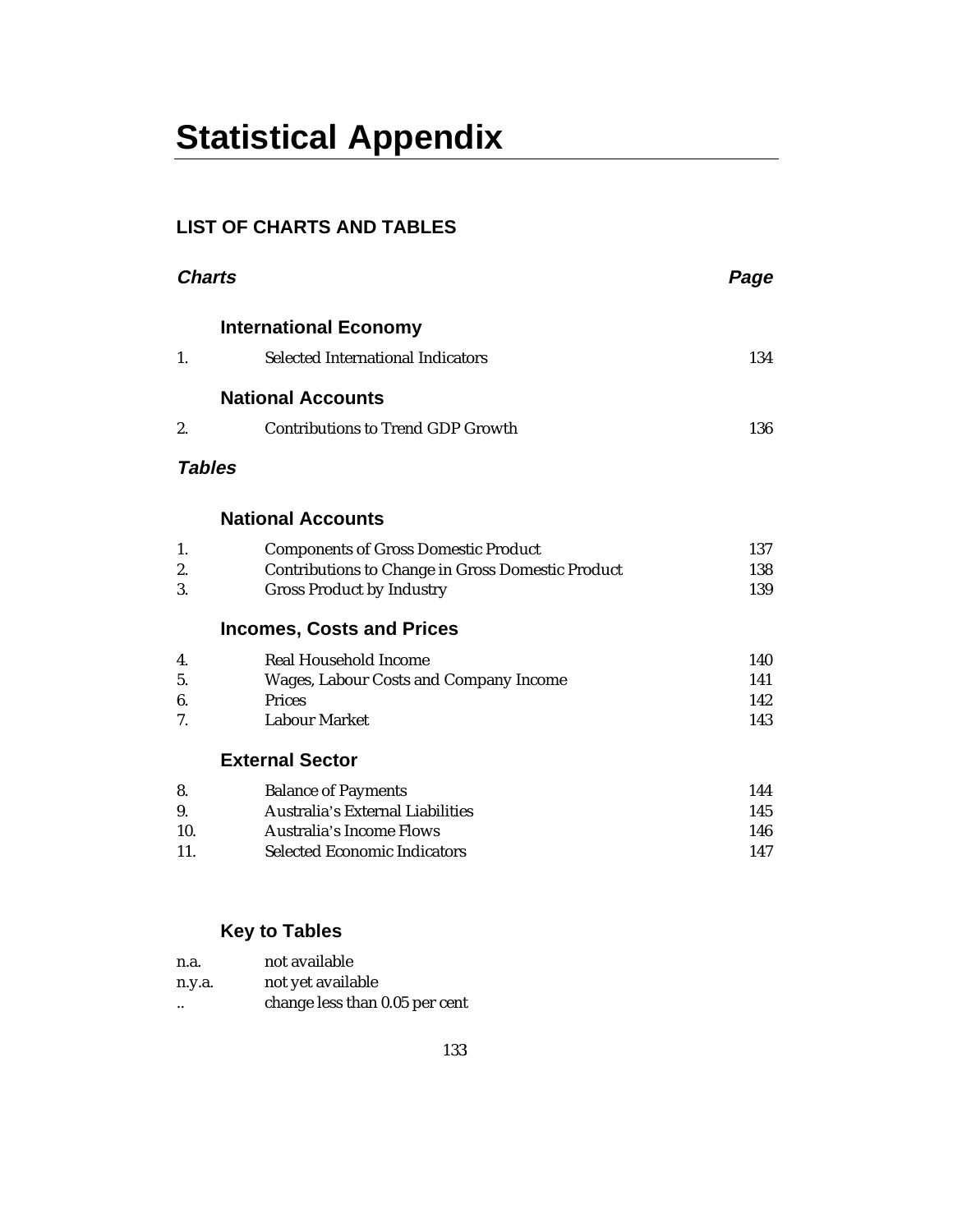# Statistical Appendix

## LIST OF CHARTS AND TABLES

| ***Charts*** | | ***Page*** |
|---|---|---|
| | **International Economy** | |
| 1. | Selected International Indicators | 134 |
| | **National Accounts** | |
| 2. | Contributions to Trend GDP Growth | 136 |

***Tables***

| | | |
|---|---|---|
| | **National Accounts** | |
| 1. | Components of Gross Domestic Product | 137 |
| 2. | Contributions to Change in Gross Domestic Product | 138 |
| 3. | Gross Product by Industry | 139 |
| | **Incomes, Costs and Prices** | |
| 4. | Real Household Income | 140 |
| 5. | Wages, Labour Costs and Company Income | 141 |
| 6. | Prices | 142 |
| 7. | Labour Market | 143 |
| | **External Sector** | |
| 8. | Balance of Payments | 144 |
| 9. | Australia's External Liabilities | 145 |
| 10. | Australia's Income Flows | 146 |
| 11. | Selected Economic Indicators | 147 |

### Key to Tables

| | |
|---|---|
| n.a. | not available |
| n.y.a. | not yet available |
| .. | change less than 0.05 per cent |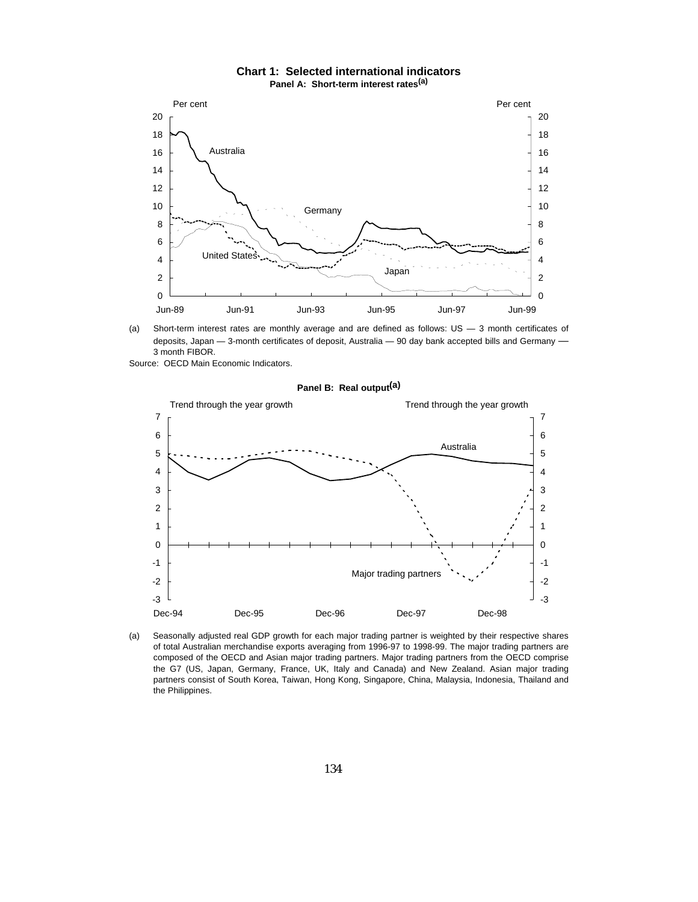**Chart 1: Selected international indicators**

**Panel A: Short-term interest rates(a)**

(a) Short-term interest rates are monthly average and are defined as follows: US — 3 month certificates of deposits, Japan — 3-month certificates of deposit, Australia — 90 day bank accepted bills and Germany — 3 month FIBOR.

Source: OECD Main Economic Indicators.

**Panel B: Real output(a)**

(a) Seasonally adjusted real GDP growth for each major trading partner is weighted by their respective shares of total Australian merchandise exports averaging from 1996-97 to 1998-99. The major trading partners are composed of the OECD and Asian major trading partners. Major trading partners from the OECD comprise the G7 (US, Japan, Germany, France, UK, Italy and Canada) and New Zealand. Asian major trading partners consist of South Korea, Taiwan, Hong Kong, Singapore, China, Malaysia, Indonesia, Thailand and the Philippines.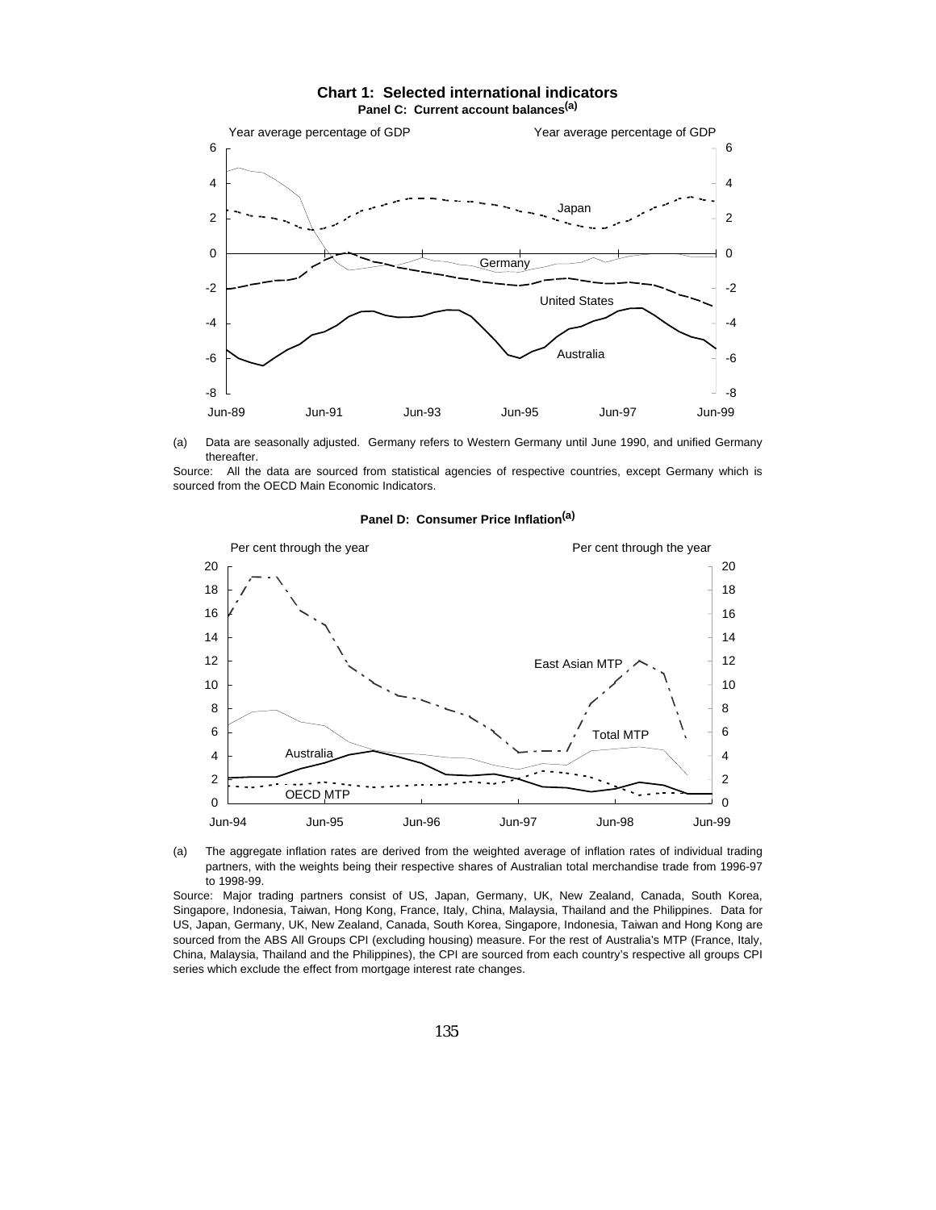**Chart 1: Selected international indicators**

**Panel C: Current account balances(a)**

(a) Data are seasonally adjusted. Germany refers to Western Germany until June 1990, and unified Germany thereafter.

Source: All the data are sourced from statistical agencies of respective countries, except Germany which is sourced from the OECD Main Economic Indicators.

**Panel D: Consumer Price Inflation(a)**

(a) The aggregate inflation rates are derived from the weighted average of inflation rates of individual trading partners, with the weights being their respective shares of Australian total merchandise trade from 1996-97 to 1998-99.

Source: Major trading partners consist of US, Japan, Germany, UK, New Zealand, Canada, South Korea, Singapore, Indonesia, Taiwan, Hong Kong, France, Italy, China, Malaysia, Thailand and the Philippines. Data for US, Japan, Germany, UK, New Zealand, Canada, South Korea, Singapore, Indonesia, Taiwan and Hong Kong are sourced from the ABS All Groups CPI (excluding housing) measure. For the rest of Australia's MTP (France, Italy, China, Malaysia, Thailand and the Philippines), the CPI are sourced from each country's respective all groups CPI series which exclude the effect from mortgage interest rate changes.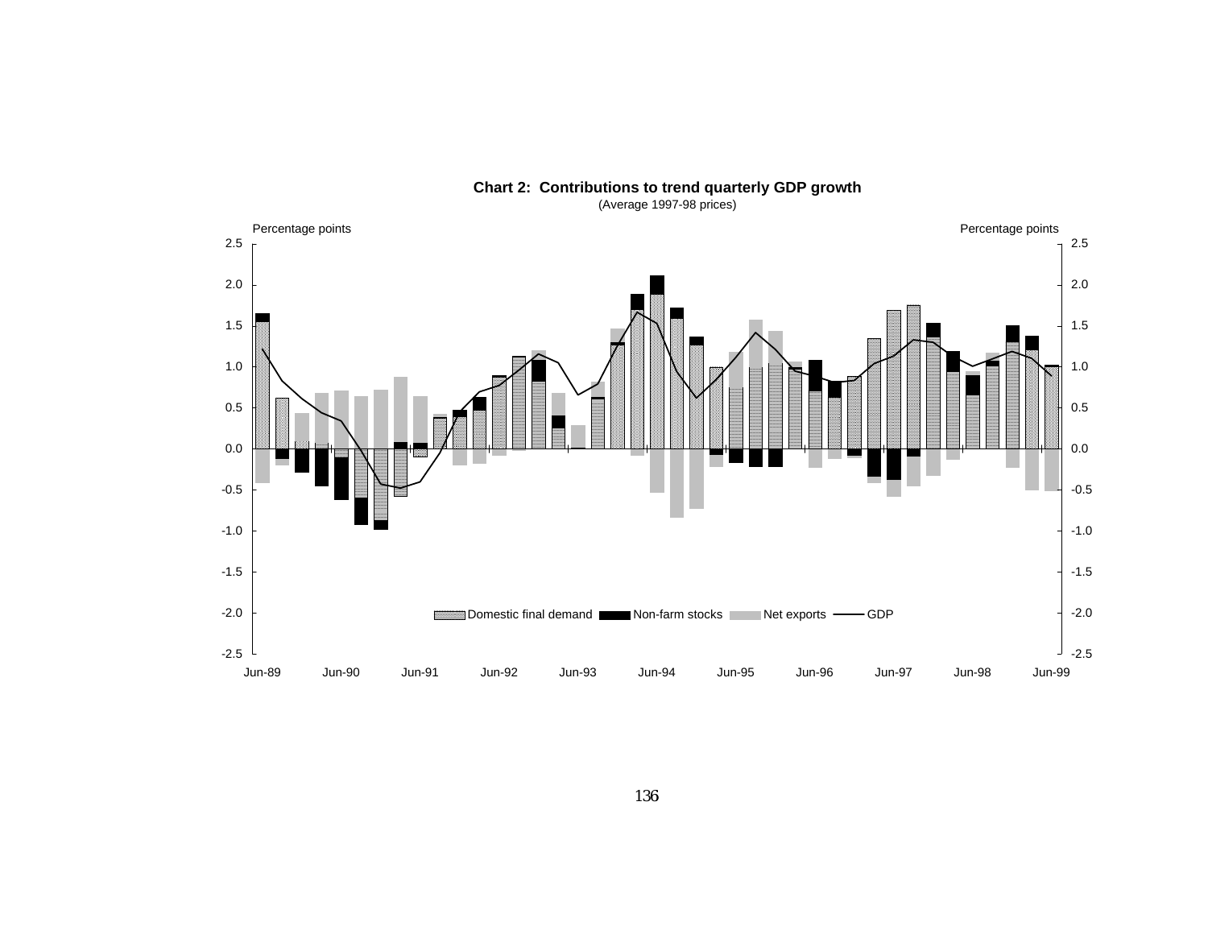**Chart 2: Contributions to trend quarterly GDP growth**

(Average 1997-98 prices)

Percentage points

Domestic final demand | Non-farm stocks | Net exports | GDP

Jun-89 | Jun-90 | Jun-91 | Jun-92 | Jun-93 | Jun-94 | Jun-95 | Jun-96 | Jun-97 | Jun-98 | Jun-99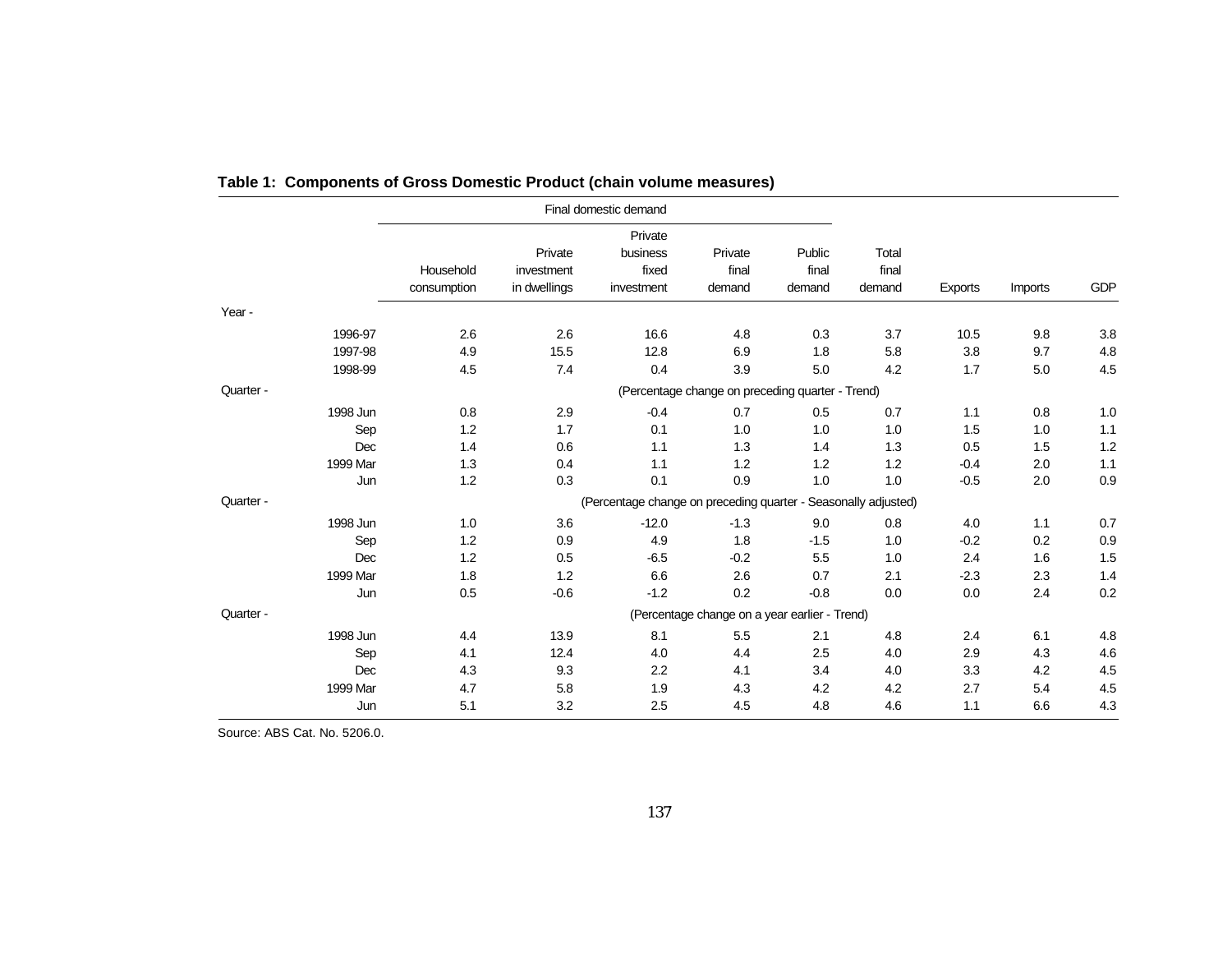**Table 1: Components of Gross Domestic Product (chain volume measures)**

| | Final domestic demand | | | | | | | | |
|---|---|---|---|---|---|---|---|---|---|
| | Household consumption | Private investment in dwellings | Private business fixed investment | Private final demand | Public final demand | Total final demand | Exports | Imports | GDP |
| **Year -** | | | | | | | | | |
| 1996-97 | 2.6 | 2.6 | 16.6 | 4.8 | 0.3 | 3.7 | 10.5 | 9.8 | 3.8 |
| 1997-98 | 4.9 | 15.5 | 12.8 | 6.9 | 1.8 | 5.8 | 3.8 | 9.7 | 4.8 |
| 1998-99 | 4.5 | 7.4 | 0.4 | 3.9 | 5.0 | 4.2 | 1.7 | 5.0 | 4.5 |
| **Quarter -** | (Percentage change on preceding quarter - Trend) | | | | | | | | |
| 1998 Jun | 0.8 | 2.9 | -0.4 | 0.7 | 0.5 | 0.7 | 1.1 | 0.8 | 1.0 |
| Sep | 1.2 | 1.7 | 0.1 | 1.0 | 1.0 | 1.0 | 1.5 | 1.0 | 1.1 |
| Dec | 1.4 | 0.6 | 1.1 | 1.3 | 1.4 | 1.3 | 0.5 | 1.5 | 1.2 |
| 1999 Mar | 1.3 | 0.4 | 1.1 | 1.2 | 1.2 | 1.2 | -0.4 | 2.0 | 1.1 |
| Jun | 1.2 | 0.3 | 0.1 | 0.9 | 1.0 | 1.0 | -0.5 | 2.0 | 0.9 |
| **Quarter -** | (Percentage change on preceding quarter - Seasonally adjusted) | | | | | | | | |
| 1998 Jun | 1.0 | 3.6 | -12.0 | -1.3 | 9.0 | 0.8 | 4.0 | 1.1 | 0.7 |
| Sep | 1.2 | 0.9 | 4.9 | 1.8 | -1.5 | 1.0 | -0.2 | 0.2 | 0.9 |
| Dec | 1.2 | 0.5 | -6.5 | -0.2 | 5.5 | 1.0 | 2.4 | 1.6 | 1.5 |
| 1999 Mar | 1.8 | 1.2 | 6.6 | 2.6 | 0.7 | 2.1 | -2.3 | 2.3 | 1.4 |
| Jun | 0.5 | -0.6 | -1.2 | 0.2 | -0.8 | 0.0 | 0.0 | 2.4 | 0.2 |
| **Quarter -** | (Percentage change on a year earlier - Trend) | | | | | | | | |
| 1998 Jun | 4.4 | 13.9 | 8.1 | 5.5 | 2.1 | 4.8 | 2.4 | 6.1 | 4.8 |
| Sep | 4.1 | 12.4 | 4.0 | 4.4 | 2.5 | 4.0 | 2.9 | 4.3 | 4.6 |
| Dec | 4.3 | 9.3 | 2.2 | 4.1 | 3.4 | 4.0 | 3.3 | 4.2 | 4.5 |
| 1999 Mar | 4.7 | 5.8 | 1.9 | 4.3 | 4.2 | 4.2 | 2.7 | 5.4 | 4.5 |
| Jun | 5.1 | 3.2 | 2.5 | 4.5 | 4.8 | 4.6 | 1.1 | 6.6 | 4.3 |

Source: ABS Cat. No. 5206.0.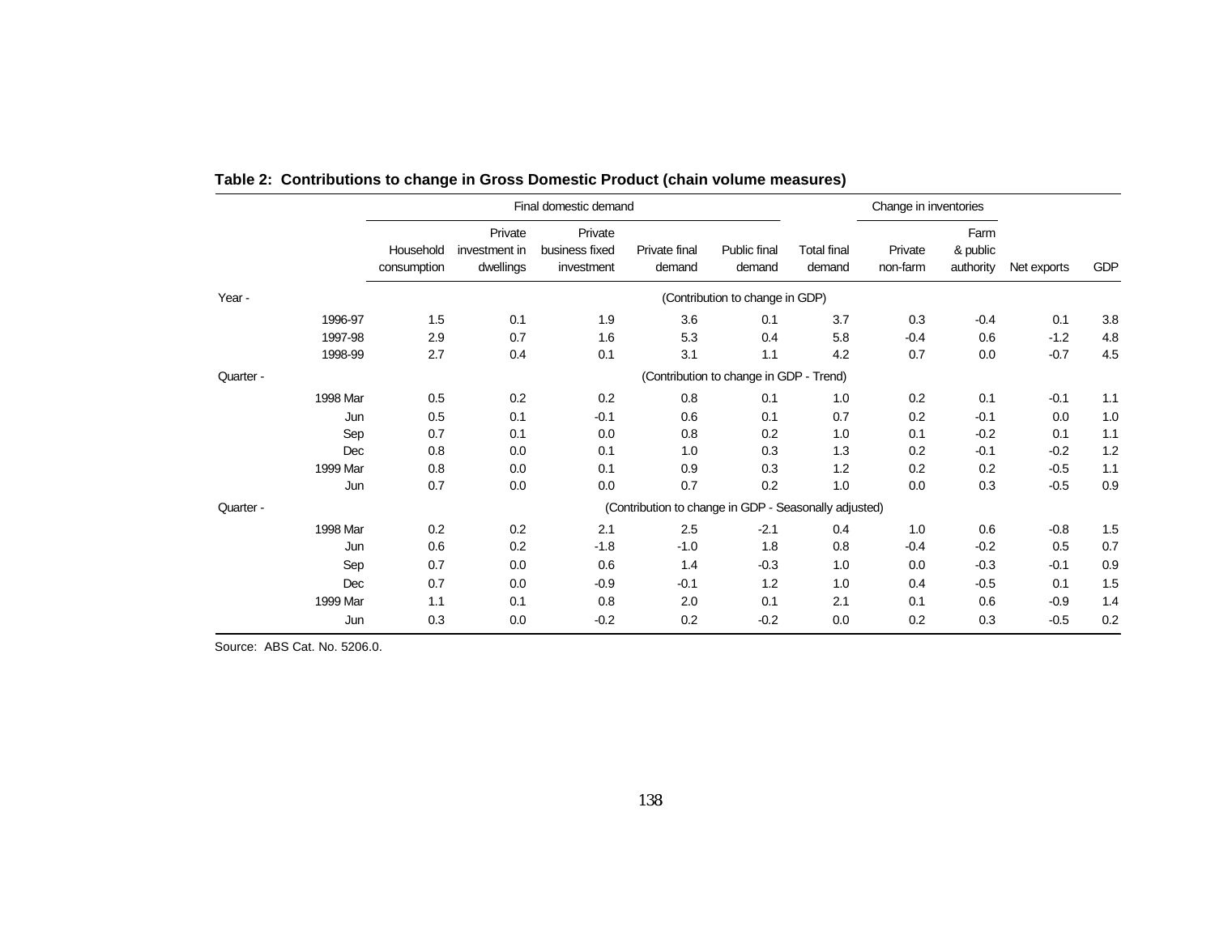**Table 2: Contributions to change in Gross Domestic Product (chain volume measures)**

| | Final domestic demand | | | | | | Change in inventories | | | |
|---|---|---|---|---|---|---|---|---|---|---|
| | Household consumption | Private investment in dwellings | Private business fixed investment | Private final demand | Public final demand | Total final demand | Private non-farm | Farm & public authority | Net exports | GDP |
| **Year -** | (Contribution to change in GDP) | | | | | | | | | |
| 1996-97 | 1.5 | 0.1 | 1.9 | 3.6 | 0.1 | 3.7 | 0.3 | -0.4 | 0.1 | 3.8 |
| 1997-98 | 2.9 | 0.7 | 1.6 | 5.3 | 0.4 | 5.8 | -0.4 | 0.6 | -1.2 | 4.8 |
| 1998-99 | 2.7 | 0.4 | 0.1 | 3.1 | 1.1 | 4.2 | 0.7 | 0.0 | -0.7 | 4.5 |
| **Quarter -** | (Contribution to change in GDP - Trend) | | | | | | | | | |
| 1998 Mar | 0.5 | 0.2 | 0.2 | 0.8 | 0.1 | 1.0 | 0.2 | 0.1 | -0.1 | 1.1 |
| Jun | 0.5 | 0.1 | -0.1 | 0.6 | 0.1 | 0.7 | 0.2 | -0.1 | 0.0 | 1.0 |
| Sep | 0.7 | 0.1 | 0.0 | 0.8 | 0.2 | 1.0 | 0.1 | -0.2 | 0.1 | 1.1 |
| Dec | 0.8 | 0.0 | 0.1 | 1.0 | 0.3 | 1.3 | 0.2 | -0.1 | -0.2 | 1.2 |
| 1999 Mar | 0.8 | 0.0 | 0.1 | 0.9 | 0.3 | 1.2 | 0.2 | 0.2 | -0.5 | 1.1 |
| Jun | 0.7 | 0.0 | 0.0 | 0.7 | 0.2 | 1.0 | 0.0 | 0.3 | -0.5 | 0.9 |
| **Quarter -** | (Contribution to change in GDP - Seasonally adjusted) | | | | | | | | | |
| 1998 Mar | 0.2 | 0.2 | 2.1 | 2.5 | -2.1 | 0.4 | 1.0 | 0.6 | -0.8 | 1.5 |
| Jun | 0.6 | 0.2 | -1.8 | -1.0 | 1.8 | 0.8 | -0.4 | -0.2 | 0.5 | 0.7 |
| Sep | 0.7 | 0.0 | 0.6 | 1.4 | -0.3 | 1.0 | 0.0 | -0.3 | -0.1 | 0.9 |
| Dec | 0.7 | 0.0 | -0.9 | -0.1 | 1.2 | 1.0 | 0.4 | -0.5 | 0.1 | 1.5 |
| 1999 Mar | 1.1 | 0.1 | 0.8 | 2.0 | 0.1 | 2.1 | 0.1 | 0.6 | -0.9 | 1.4 |
| Jun | 0.3 | 0.0 | -0.2 | 0.2 | -0.2 | 0.0 | 0.2 | 0.3 | -0.5 | 0.2 |

Source: ABS Cat. No. 5206.0.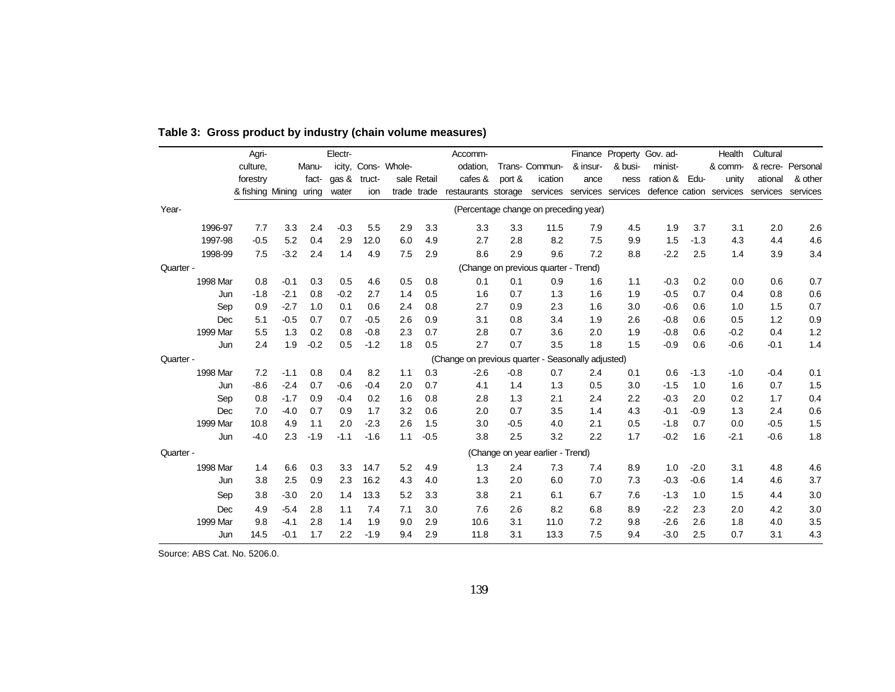**Table 3: Gross product by industry (chain volume measures)**

| | Agri-culture, forestry & fishing | Mining | Manu-fact-uring | Electr-icity, gas & water | Cons-truct-ion | Whole-sale trade | Retail trade | Accomm-odation, cafes & restaurants | Trans-port & storage | Commun-ication services | Finance & insur-ance services | Property & busi-ness services | Gov. ad-minist-ration & defence | Edu-cation | Health & comm-unity services | Cultural & recre-ational services | Personal & other services |
|---|---|---|---|---|---|---|---|---|---|---|---|---|---|---|---|---|---|
| **Year-** | | | | | | | | (Percentage change on preceding year) | | | | | | | | | |
| 1996-97 | 7.7 | 3.3 | 2.4 | -0.3 | 5.5 | 2.9 | 3.3 | 3.3 | 3.3 | 11.5 | 7.9 | 4.5 | 1.9 | 3.7 | 3.1 | 2.0 | 2.6 |
| 1997-98 | -0.5 | 5.2 | 0.4 | 2.9 | 12.0 | 6.0 | 4.9 | 2.7 | 2.8 | 8.2 | 7.5 | 9.9 | 1.5 | -1.3 | 4.3 | 4.4 | 4.6 |
| 1998-99 | 7.5 | -3.2 | 2.4 | 1.4 | 4.9 | 7.5 | 2.9 | 8.6 | 2.9 | 9.6 | 7.2 | 8.8 | -2.2 | 2.5 | 1.4 | 3.9 | 3.4 |
| **Quarter -** | | | | | | | | (Change on previous quarter - Trend) | | | | | | | | | |
| 1998 Mar | 0.8 | -0.1 | 0.3 | 0.5 | 4.6 | 0.5 | 0.8 | 0.1 | 0.1 | 0.9 | 1.6 | 1.1 | -0.3 | 0.2 | 0.0 | 0.6 | 0.7 |
| Jun | -1.8 | -2.1 | 0.8 | -0.2 | 2.7 | 1.4 | 0.5 | 1.6 | 0.7 | 1.3 | 1.6 | 1.9 | -0.5 | 0.7 | 0.4 | 0.8 | 0.6 |
| Sep | 0.9 | -2.7 | 1.0 | 0.1 | 0.6 | 2.4 | 0.8 | 2.7 | 0.9 | 2.3 | 1.6 | 3.0 | -0.6 | 0.6 | 1.0 | 1.5 | 0.7 |
| Dec | 5.1 | -0.5 | 0.7 | 0.7 | -0.5 | 2.6 | 0.9 | 3.1 | 0.8 | 3.4 | 1.9 | 2.6 | -0.8 | 0.6 | 0.5 | 1.2 | 0.9 |
| 1999 Mar | 5.5 | 1.3 | 0.2 | 0.8 | -0.8 | 2.3 | 0.7 | 2.8 | 0.7 | 3.6 | 2.0 | 1.9 | -0.8 | 0.6 | -0.2 | 0.4 | 1.2 |
| Jun | 2.4 | 1.9 | -0.2 | 0.5 | -1.2 | 1.8 | 0.5 | 2.7 | 0.7 | 3.5 | 1.8 | 1.5 | -0.9 | 0.6 | -0.6 | -0.1 | 1.4 |
| **Quarter -** | | | | | | | | (Change on previous quarter - Seasonally adjusted) | | | | | | | | | |
| 1998 Mar | 7.2 | -1.1 | 0.8 | 0.4 | 8.2 | 1.1 | 0.3 | -2.6 | -0.8 | 0.7 | 2.4 | 0.1 | 0.6 | -1.3 | -1.0 | -0.4 | 0.1 |
| Jun | -8.6 | -2.4 | 0.7 | -0.6 | -0.4 | 2.0 | 0.7 | 4.1 | 1.4 | 1.3 | 0.5 | 3.0 | -1.5 | 1.0 | 1.6 | 0.7 | 1.5 |
| Sep | 0.8 | -1.7 | 0.9 | -0.4 | 0.2 | 1.6 | 0.8 | 2.8 | 1.3 | 2.1 | 2.4 | 2.2 | -0.3 | 2.0 | 0.2 | 1.7 | 0.4 |
| Dec | 7.0 | -4.0 | 0.7 | 0.9 | 1.7 | 3.2 | 0.6 | 2.0 | 0.7 | 3.5 | 1.4 | 4.3 | -0.1 | -0.9 | 1.3 | 2.4 | 0.6 |
| 1999 Mar | 10.8 | 4.9 | 1.1 | 2.0 | -2.3 | 2.6 | 1.5 | 3.0 | -0.5 | 4.0 | 2.1 | 0.5 | -1.8 | 0.7 | 0.0 | -0.5 | 1.5 |
| Jun | -4.0 | 2.3 | -1.9 | -1.1 | -1.6 | 1.1 | -0.5 | 3.8 | 2.5 | 3.2 | 2.2 | 1.7 | -0.2 | 1.6 | -2.1 | -0.6 | 1.8 |
| **Quarter -** | | | | | | | | (Change on year earlier - Trend) | | | | | | | | | |
| 1998 Mar | 1.4 | 6.6 | 0.3 | 3.3 | 14.7 | 5.2 | 4.9 | 1.3 | 2.4 | 7.3 | 7.4 | 8.9 | 1.0 | -2.0 | 3.1 | 4.8 | 4.6 |
| Jun | 3.8 | 2.5 | 0.9 | 2.3 | 16.2 | 4.3 | 4.0 | 1.3 | 2.0 | 6.0 | 7.0 | 7.3 | -0.3 | -0.6 | 1.4 | 4.6 | 3.7 |
| Sep | 3.8 | -3.0 | 2.0 | 1.4 | 13.3 | 5.2 | 3.3 | 3.8 | 2.1 | 6.1 | 6.7 | 7.6 | -1.3 | 1.0 | 1.5 | 4.4 | 3.0 |
| Dec | 4.9 | -5.4 | 2.8 | 1.1 | 7.4 | 7.1 | 3.0 | 7.6 | 2.6 | 8.2 | 6.8 | 8.9 | -2.2 | 2.3 | 2.0 | 4.2 | 3.0 |
| 1999 Mar | 9.8 | -4.1 | 2.8 | 1.4 | 1.9 | 9.0 | 2.9 | 10.6 | 3.1 | 11.0 | 7.2 | 9.8 | -2.6 | 2.6 | 1.8 | 4.0 | 3.5 |
| Jun | 14.5 | -0.1 | 1.7 | 2.2 | -1.9 | 9.4 | 2.9 | 11.8 | 3.1 | 13.3 | 7.5 | 9.4 | -3.0 | 2.5 | 0.7 | 3.1 | 4.3 |

Source: ABS Cat. No. 5206.0.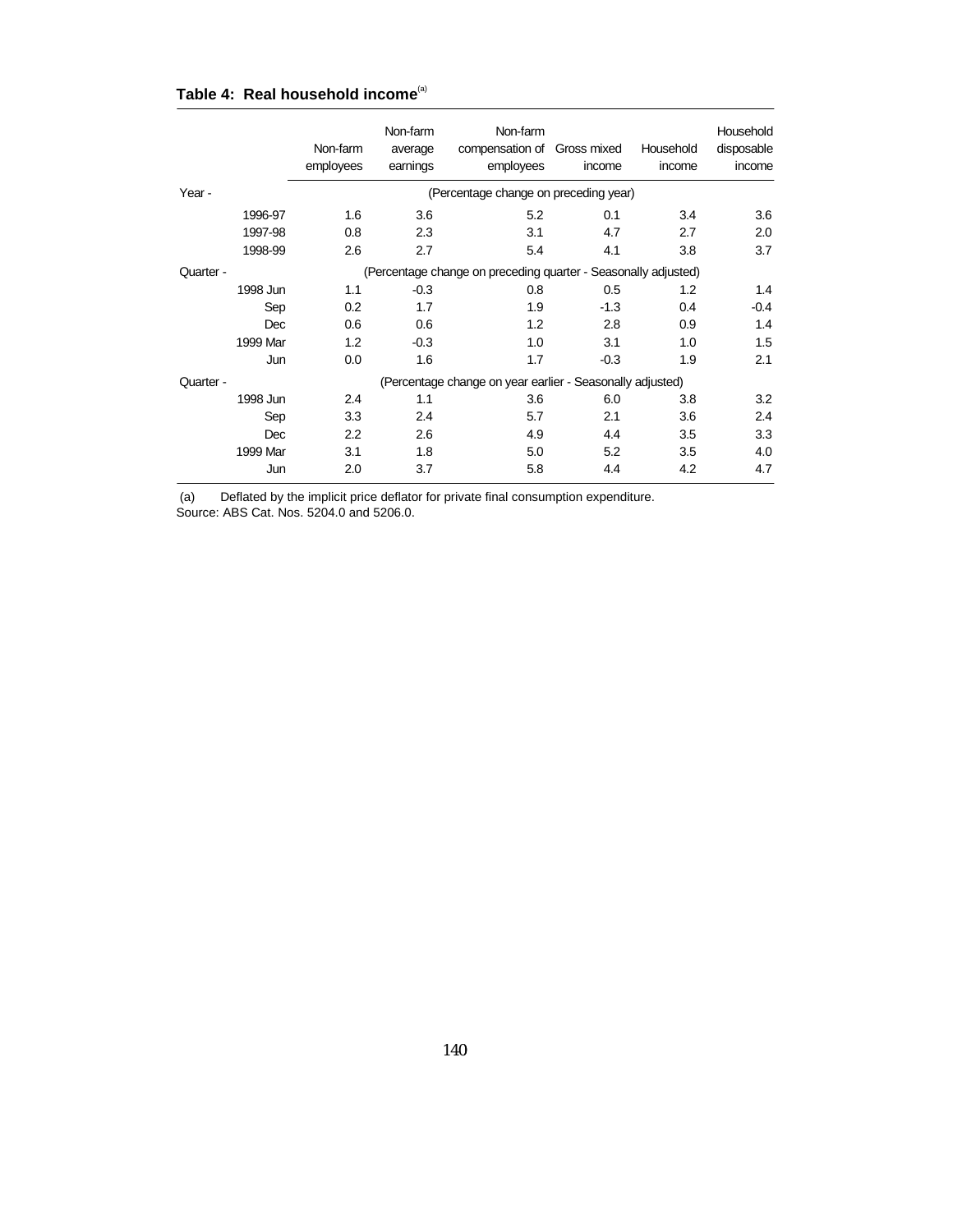**Table 4: Real household income**[(a)]

| | Non-farm employees | Non-farm average earnings | Non-farm compensation of employees | Gross mixed income | Household income | Household disposable income |
|---|---|---|---|---|---|---|
| Year - | (Percentage change on preceding year) | | | | | |
| 1996-97 | 1.6 | 3.6 | 5.2 | 0.1 | 3.4 | 3.6 |
| 1997-98 | 0.8 | 2.3 | 3.1 | 4.7 | 2.7 | 2.0 |
| 1998-99 | 2.6 | 2.7 | 5.4 | 4.1 | 3.8 | 3.7 |
| Quarter - | (Percentage change on preceding quarter - Seasonally adjusted) | | | | | |
| 1998 Jun | 1.1 | -0.3 | 0.8 | 0.5 | 1.2 | 1.4 |
| Sep | 0.2 | 1.7 | 1.9 | -1.3 | 0.4 | -0.4 |
| Dec | 0.6 | 0.6 | 1.2 | 2.8 | 0.9 | 1.4 |
| 1999 Mar | 1.2 | -0.3 | 1.0 | 3.1 | 1.0 | 1.5 |
| Jun | 0.0 | 1.6 | 1.7 | -0.3 | 1.9 | 2.1 |
| Quarter - | (Percentage change on year earlier - Seasonally adjusted) | | | | | |
| 1998 Jun | 2.4 | 1.1 | 3.6 | 6.0 | 3.8 | 3.2 |
| Sep | 3.3 | 2.4 | 5.7 | 2.1 | 3.6 | 2.4 |
| Dec | 2.2 | 2.6 | 4.9 | 4.4 | 3.5 | 3.3 |
| 1999 Mar | 3.1 | 1.8 | 5.0 | 5.2 | 3.5 | 4.0 |
| Jun | 2.0 | 3.7 | 5.8 | 4.4 | 4.2 | 4.7 |

(a) Deflated by the implicit price deflator for private final consumption expenditure.

Source: ABS Cat. Nos. 5204.0 and 5206.0.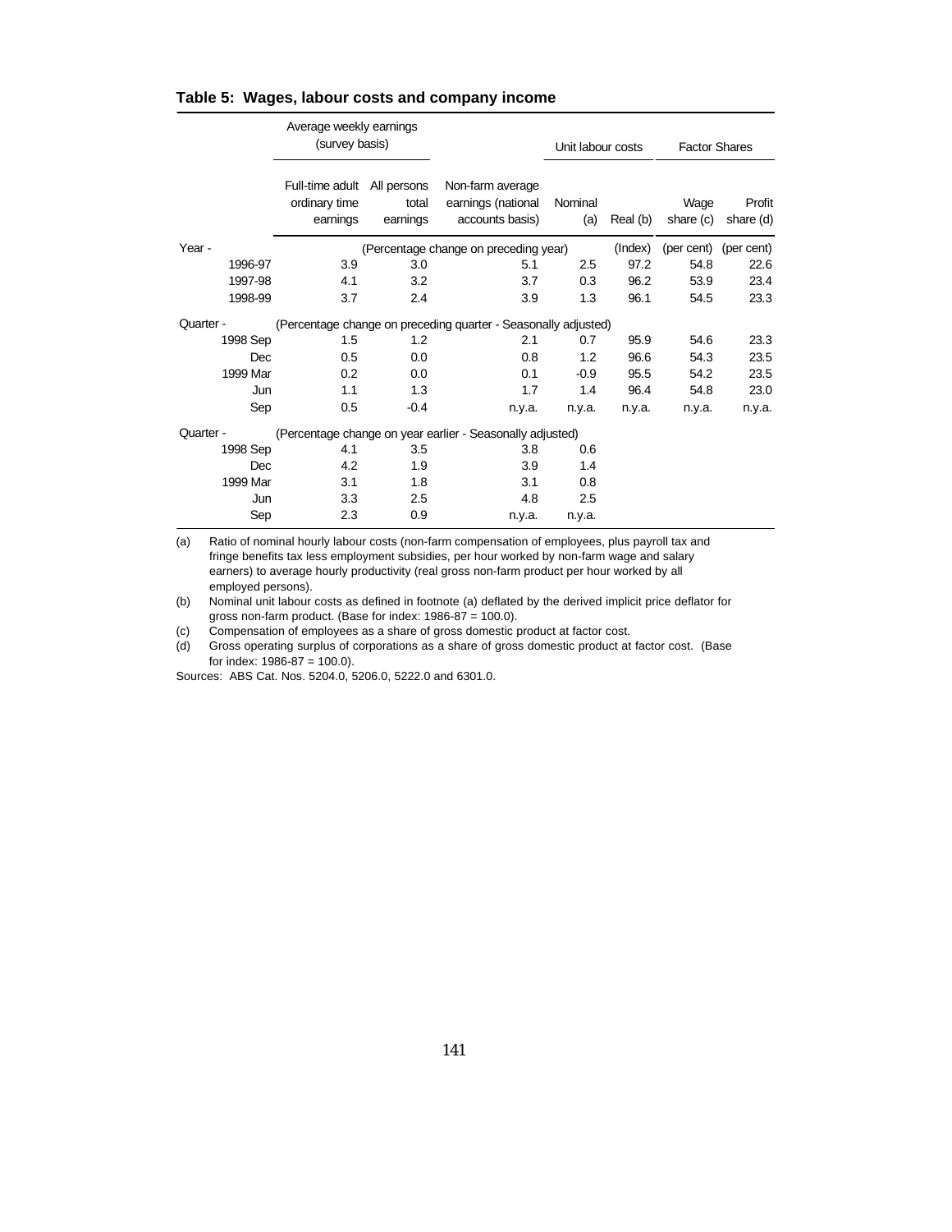**Table 5: Wages, labour costs and company income**

| | Average weekly earnings (survey basis) | | | Unit labour costs | | Factor Shares | |
|---|---|---|---|---|---|---|---|
| | Full-time adult ordinary time earnings | All persons total earnings | Non-farm average earnings (national accounts basis) | Nominal (a) | Real (b) | Wage share (c) | Profit share (d) |
| Year - | (Percentage change on preceding year) | | | | (Index) | (per cent) | (per cent) |
| 1996-97 | 3.9 | 3.0 | 5.1 | 2.5 | 97.2 | 54.8 | 22.6 |
| 1997-98 | 4.1 | 3.2 | 3.7 | 0.3 | 96.2 | 53.9 | 23.4 |
| 1998-99 | 3.7 | 2.4 | 3.9 | 1.3 | 96.1 | 54.5 | 23.3 |
| Quarter - | (Percentage change on preceding quarter - Seasonally adjusted) | | | | | | |
| 1998 Sep | 1.5 | 1.2 | 2.1 | 0.7 | 95.9 | 54.6 | 23.3 |
| Dec | 0.5 | 0.0 | 0.8 | 1.2 | 96.6 | 54.3 | 23.5 |
| 1999 Mar | 0.2 | 0.0 | 0.1 | -0.9 | 95.5 | 54.2 | 23.5 |
| Jun | 1.1 | 1.3 | 1.7 | 1.4 | 96.4 | 54.8 | 23.0 |
| Sep | 0.5 | -0.4 | n.y.a. | n.y.a. | n.y.a. | n.y.a. | n.y.a. |
| Quarter - | (Percentage change on year earlier - Seasonally adjusted) | | | | | | |
| 1998 Sep | 4.1 | 3.5 | 3.8 | 0.6 | | | |
| Dec | 4.2 | 1.9 | 3.9 | 1.4 | | | |
| 1999 Mar | 3.1 | 1.8 | 3.1 | 0.8 | | | |
| Jun | 3.3 | 2.5 | 4.8 | 2.5 | | | |
| Sep | 2.3 | 0.9 | n.y.a. | n.y.a. | | | |

(a) Ratio of nominal hourly labour costs (non-farm compensation of employees, plus payroll tax and fringe benefits tax less employment subsidies, per hour worked by non-farm wage and salary earners) to average hourly productivity (real gross non-farm product per hour worked by all employed persons).

(b) Nominal unit labour costs as defined in footnote (a) deflated by the derived implicit price deflator for gross non-farm product. (Base for index: 1986-87 = 100.0).

(c) Compensation of employees as a share of gross domestic product at factor cost.

(d) Gross operating surplus of corporations as a share of gross domestic product at factor cost. (Base for index: 1986-87 = 100.0).

Sources: ABS Cat. Nos. 5204.0, 5206.0, 5222.0 and 6301.0.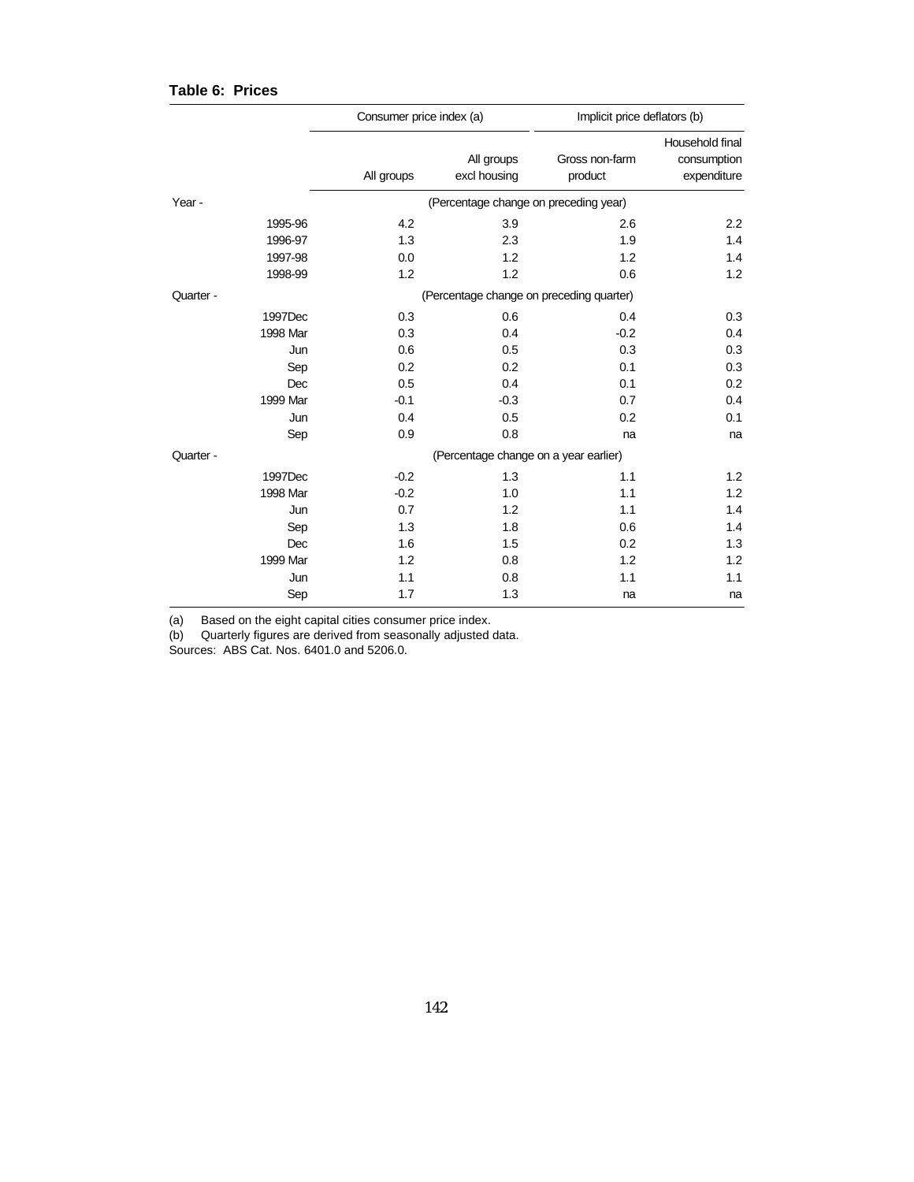**Table 6: Prices**

| | Consumer price index (a) | | Implicit price deflators (b) | |
|---|---|---|---|---|
| | All groups | All groups excl housing | Gross non-farm product | Household final consumption expenditure |
| Year - | (Percentage change on preceding year) | | | |
| 1995-96 | 4.2 | 3.9 | 2.6 | 2.2 |
| 1996-97 | 1.3 | 2.3 | 1.9 | 1.4 |
| 1997-98 | 0.0 | 1.2 | 1.2 | 1.4 |
| 1998-99 | 1.2 | 1.2 | 0.6 | 1.2 |
| Quarter - | (Percentage change on preceding quarter) | | | |
| 1997Dec | 0.3 | 0.6 | 0.4 | 0.3 |
| 1998 Mar | 0.3 | 0.4 | -0.2 | 0.4 |
| Jun | 0.6 | 0.5 | 0.3 | 0.3 |
| Sep | 0.2 | 0.2 | 0.1 | 0.3 |
| Dec | 0.5 | 0.4 | 0.1 | 0.2 |
| 1999 Mar | -0.1 | -0.3 | 0.7 | 0.4 |
| Jun | 0.4 | 0.5 | 0.2 | 0.1 |
| Sep | 0.9 | 0.8 | na | na |
| Quarter - | (Percentage change on a year earlier) | | | |
| 1997Dec | -0.2 | 1.3 | 1.1 | 1.2 |
| 1998 Mar | -0.2 | 1.0 | 1.1 | 1.2 |
| Jun | 0.7 | 1.2 | 1.1 | 1.4 |
| Sep | 1.3 | 1.8 | 0.6 | 1.4 |
| Dec | 1.6 | 1.5 | 0.2 | 1.3 |
| 1999 Mar | 1.2 | 0.8 | 1.2 | 1.2 |
| Jun | 1.1 | 0.8 | 1.1 | 1.1 |
| Sep | 1.7 | 1.3 | na | na |

(a) Based on the eight capital cities consumer price index.
(b) Quarterly figures are derived from seasonally adjusted data.
Sources: ABS Cat. Nos. 6401.0 and 5206.0.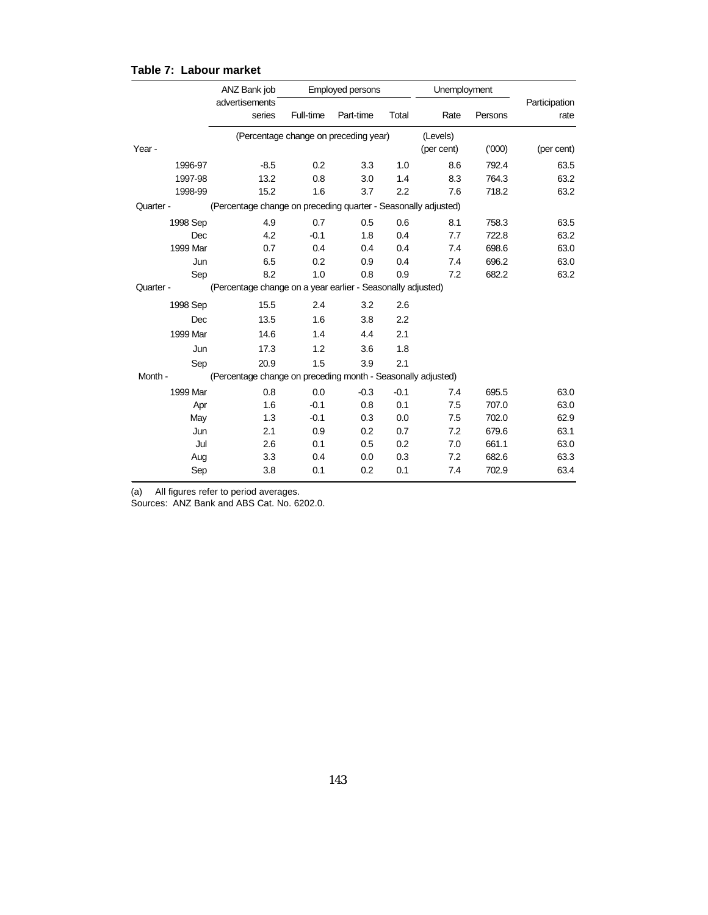**Table 7: Labour market**

| | ANZ Bank job advertisements series | Employed persons | | | Unemployment | | Participation rate |
|---|---|---|---|---|---|---|---|
| | | Full-time | Part-time | Total | Rate | Persons | |
| | (Percentage change on preceding year) | | | | (Levels) | | |
| Year - | | | | | (per cent) | ('000) | (per cent) |
| 1996-97 | -8.5 | 0.2 | 3.3 | 1.0 | 8.6 | 792.4 | 63.5 |
| 1997-98 | 13.2 | 0.8 | 3.0 | 1.4 | 8.3 | 764.3 | 63.2 |
| 1998-99 | 15.2 | 1.6 | 3.7 | 2.2 | 7.6 | 718.2 | 63.2 |
| Quarter - | (Percentage change on preceding quarter - Seasonally adjusted) | | | | | | |
| 1998 Sep | 4.9 | 0.7 | 0.5 | 0.6 | 8.1 | 758.3 | 63.5 |
| Dec | 4.2 | -0.1 | 1.8 | 0.4 | 7.7 | 722.8 | 63.2 |
| 1999 Mar | 0.7 | 0.4 | 0.4 | 0.4 | 7.4 | 698.6 | 63.0 |
| Jun | 6.5 | 0.2 | 0.9 | 0.4 | 7.4 | 696.2 | 63.0 |
| Sep | 8.2 | 1.0 | 0.8 | 0.9 | 7.2 | 682.2 | 63.2 |
| Quarter - | (Percentage change on a year earlier - Seasonally adjusted) | | | | | | |
| 1998 Sep | 15.5 | 2.4 | 3.2 | 2.6 | | | |
| Dec | 13.5 | 1.6 | 3.8 | 2.2 | | | |
| 1999 Mar | 14.6 | 1.4 | 4.4 | 2.1 | | | |
| Jun | 17.3 | 1.2 | 3.6 | 1.8 | | | |
| Sep | 20.9 | 1.5 | 3.9 | 2.1 | | | |
| Month - | (Percentage change on preceding month - Seasonally adjusted) | | | | | | |
| 1999 Mar | 0.8 | 0.0 | -0.3 | -0.1 | 7.4 | 695.5 | 63.0 |
| Apr | 1.6 | -0.1 | 0.8 | 0.1 | 7.5 | 707.0 | 63.0 |
| May | 1.3 | -0.1 | 0.3 | 0.0 | 7.5 | 702.0 | 62.9 |
| Jun | 2.1 | 0.9 | 0.2 | 0.7 | 7.2 | 679.6 | 63.1 |
| Jul | 2.6 | 0.1 | 0.5 | 0.2 | 7.0 | 661.1 | 63.0 |
| Aug | 3.3 | 0.4 | 0.0 | 0.3 | 7.2 | 682.6 | 63.3 |
| Sep | 3.8 | 0.1 | 0.2 | 0.1 | 7.4 | 702.9 | 63.4 |

(a) All figures refer to period averages.
Sources: ANZ Bank and ABS Cat. No. 6202.0.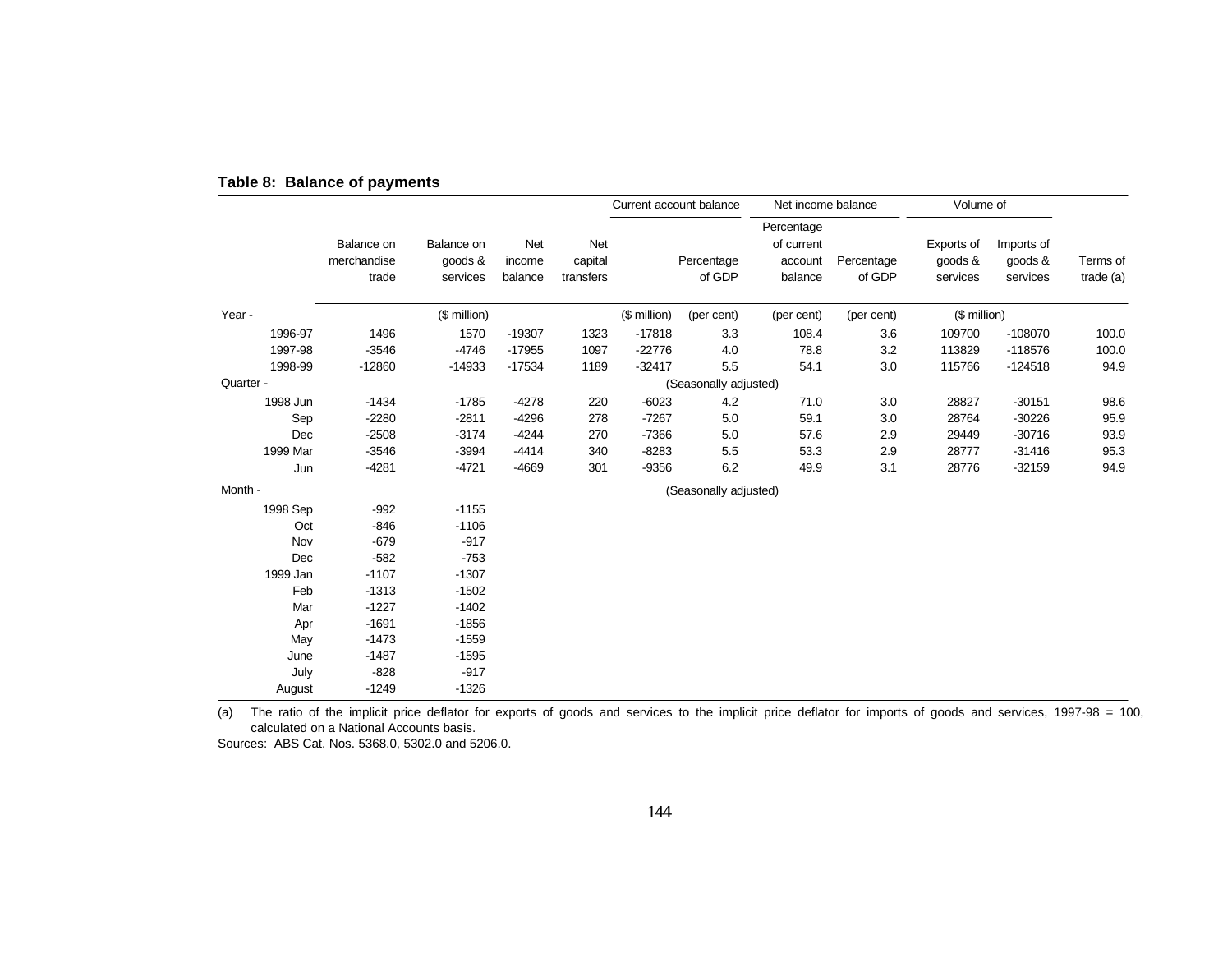**Table 8: Balance of payments**

| | Balance on merchandise trade | Balance on goods & services | Net income balance | Net capital transfers | Current account balance | | Net income balance | | Volume of | | Terms of trade (a) |
|---|---|---|---|---|---|---|---|---|---|---|---|
| | | | | | | Percentage of GDP | Percentage of current account balance | Percentage of GDP | Exports of goods & services | Imports of goods & services | |
| **Year -** | | ($ million) | | | ($ million) | (per cent) | (per cent) | (per cent) | ($ million) | | |
| 1996-97 | 1496 | 1570 | -19307 | 1323 | -17818 | 3.3 | 108.4 | 3.6 | 109700 | -108070 | 100.0 |
| 1997-98 | -3546 | -4746 | -17955 | 1097 | -22776 | 4.0 | 78.8 | 3.2 | 113829 | -118576 | 100.0 |
| 1998-99 | -12860 | -14933 | -17534 | 1189 | -32417 | 5.5 | 54.1 | 3.0 | 115766 | -124518 | 94.9 |
| **Quarter -** | | | | | | (Seasonally adjusted) | | | | | |
| 1998 Jun | -1434 | -1785 | -4278 | 220 | -6023 | 4.2 | 71.0 | 3.0 | 28827 | -30151 | 98.6 |
| Sep | -2280 | -2811 | -4296 | 278 | -7267 | 5.0 | 59.1 | 3.0 | 28764 | -30226 | 95.9 |
| Dec | -2508 | -3174 | -4244 | 270 | -7366 | 5.0 | 57.6 | 2.9 | 29449 | -30716 | 93.9 |
| 1999 Mar | -3546 | -3994 | -4414 | 340 | -8283 | 5.5 | 53.3 | 2.9 | 28777 | -31416 | 95.3 |
| Jun | -4281 | -4721 | -4669 | 301 | -9356 | 6.2 | 49.9 | 3.1 | 28776 | -32159 | 94.9 |
| **Month -** | | | | | | (Seasonally adjusted) | | | | | |
| 1998 Sep | -992 | -1155 | | | | | | | | | |
| Oct | -846 | -1106 | | | | | | | | | |
| Nov | -679 | -917 | | | | | | | | | |
| Dec | -582 | -753 | | | | | | | | | |
| 1999 Jan | -1107 | -1307 | | | | | | | | | |
| Feb | -1313 | -1502 | | | | | | | | | |
| Mar | -1227 | -1402 | | | | | | | | | |
| Apr | -1691 | -1856 | | | | | | | | | |
| May | -1473 | -1559 | | | | | | | | | |
| June | -1487 | -1595 | | | | | | | | | |
| July | -828 | -917 | | | | | | | | | |
| August | -1249 | -1326 | | | | | | | | | |

(a) The ratio of the implicit price deflator for exports of goods and services to the implicit price deflator for imports of goods and services, 1997-98 = 100, calculated on a National Accounts basis.

Sources: ABS Cat. Nos. 5368.0, 5302.0 and 5206.0.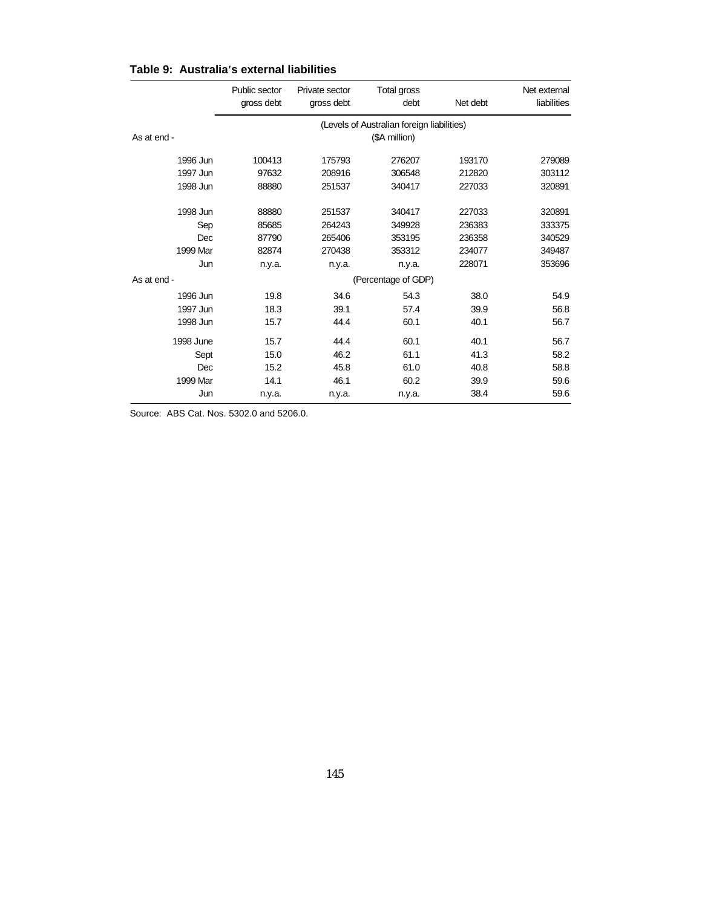**Table 9: Australia's external liabilities**

| | Public sector gross debt | Private sector gross debt | Total gross debt | Net debt | Net external liabilities |
|---|---|---|---|---|---|
| | (Levels of Australian foreign liabilities) | | | | |
| As at end - | ($A million) | | | | |
| 1996 Jun | 100413 | 175793 | 276207 | 193170 | 279089 |
| 1997 Jun | 97632 | 208916 | 306548 | 212820 | 303112 |
| 1998 Jun | 88880 | 251537 | 340417 | 227033 | 320891 |
| | | | | | |
| 1998 Jun | 88880 | 251537 | 340417 | 227033 | 320891 |
| Sep | 85685 | 264243 | 349928 | 236383 | 333375 |
| Dec | 87790 | 265406 | 353195 | 236358 | 340529 |
| 1999 Mar | 82874 | 270438 | 353312 | 234077 | 349487 |
| Jun | n.y.a. | n.y.a. | n.y.a. | 228071 | 353696 |
| As at end - | (Percentage of GDP) | | | | |
| 1996 Jun | 19.8 | 34.6 | 54.3 | 38.0 | 54.9 |
| 1997 Jun | 18.3 | 39.1 | 57.4 | 39.9 | 56.8 |
| 1998 Jun | 15.7 | 44.4 | 60.1 | 40.1 | 56.7 |
| | | | | | |
| 1998 June | 15.7 | 44.4 | 60.1 | 40.1 | 56.7 |
| Sept | 15.0 | 46.2 | 61.1 | 41.3 | 58.2 |
| Dec | 15.2 | 45.8 | 61.0 | 40.8 | 58.8 |
| 1999 Mar | 14.1 | 46.1 | 60.2 | 39.9 | 59.6 |
| Jun | n.y.a. | n.y.a. | n.y.a. | 38.4 | 59.6 |

Source: ABS Cat. Nos. 5302.0 and 5206.0.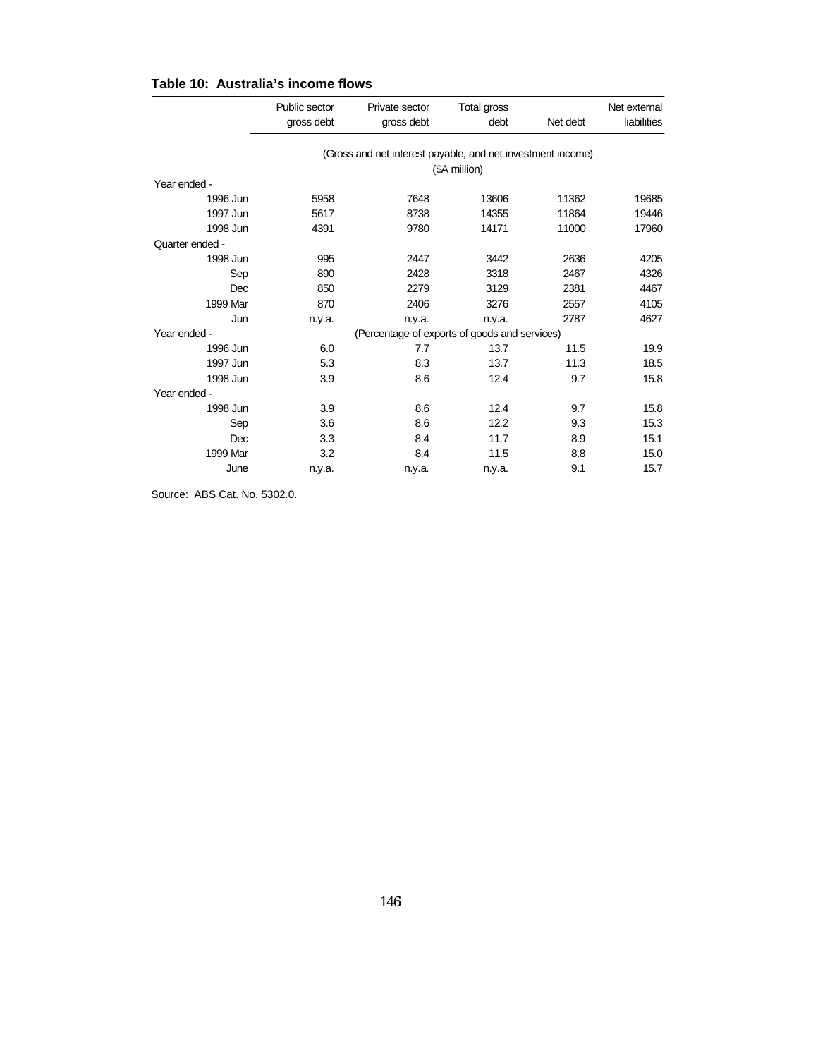**Table 10: Australia's income flows**

| | Public sector gross debt | Private sector gross debt | Total gross debt | Net debt | Net external liabilities |
|---|---|---|---|---|---|
| | (Gross and net interest payable, and net investment income) ($A million) | | | | |
| Year ended - | | | | | |
| 1996 Jun | 5958 | 7648 | 13606 | 11362 | 19685 |
| 1997 Jun | 5617 | 8738 | 14355 | 11864 | 19446 |
| 1998 Jun | 4391 | 9780 | 14171 | 11000 | 17960 |
| Quarter ended - | | | | | |
| 1998 Jun | 995 | 2447 | 3442 | 2636 | 4205 |
| Sep | 890 | 2428 | 3318 | 2467 | 4326 |
| Dec | 850 | 2279 | 3129 | 2381 | 4467 |
| 1999 Mar | 870 | 2406 | 3276 | 2557 | 4105 |
| Jun | n.y.a. | n.y.a. | n.y.a. | 2787 | 4627 |
| Year ended - | (Percentage of exports of goods and services) | | | | |
| 1996 Jun | 6.0 | 7.7 | 13.7 | 11.5 | 19.9 |
| 1997 Jun | 5.3 | 8.3 | 13.7 | 11.3 | 18.5 |
| 1998 Jun | 3.9 | 8.6 | 12.4 | 9.7 | 15.8 |
| Year ended - | | | | | |
| 1998 Jun | 3.9 | 8.6 | 12.4 | 9.7 | 15.8 |
| Sep | 3.6 | 8.6 | 12.2 | 9.3 | 15.3 |
| Dec | 3.3 | 8.4 | 11.7 | 8.9 | 15.1 |
| 1999 Mar | 3.2 | 8.4 | 11.5 | 8.8 | 15.0 |
| June | n.y.a. | n.y.a. | n.y.a. | 9.1 | 15.7 |

Source: ABS Cat. No. 5302.0.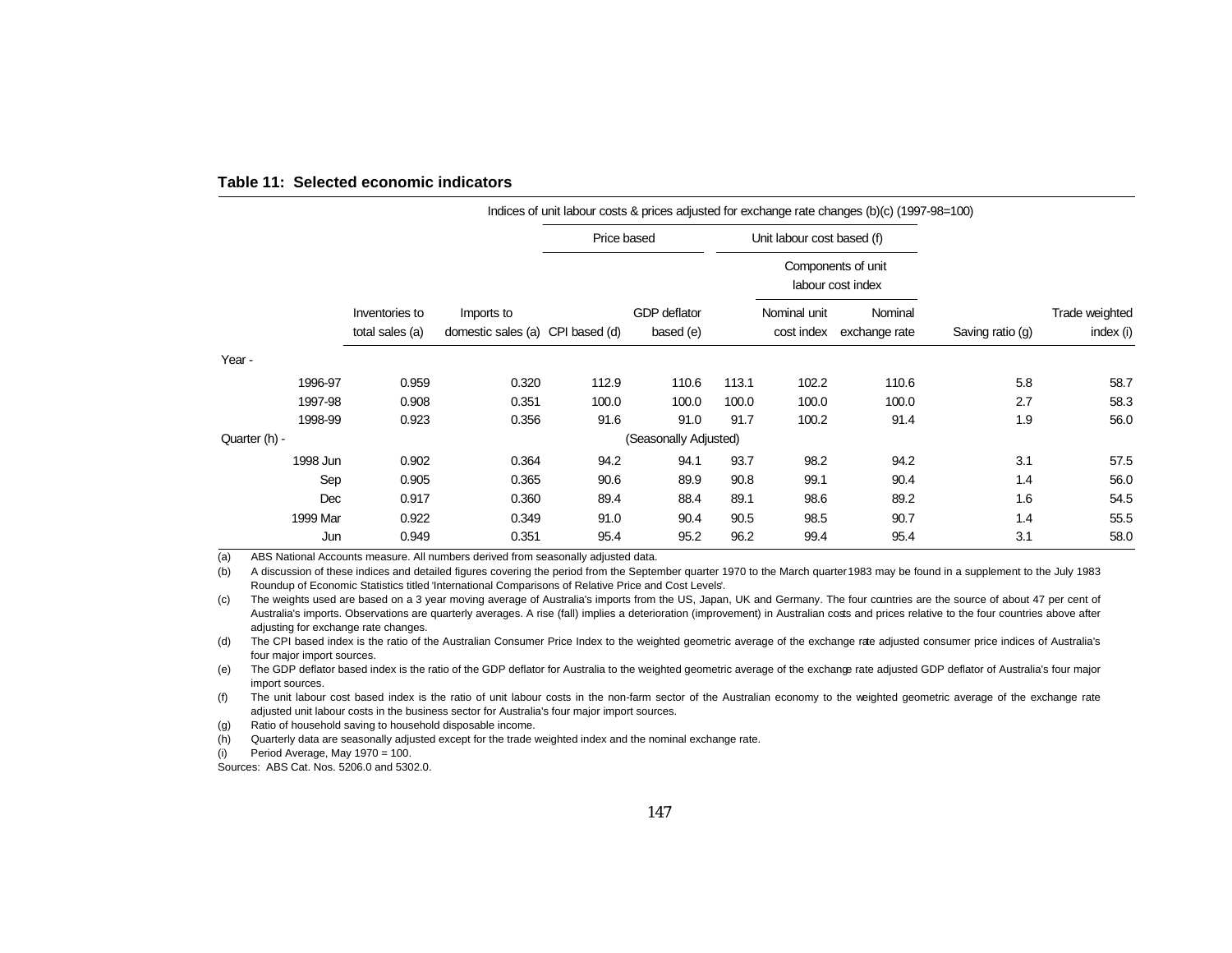**Table 11: Selected economic indicators**

| | Inventories to total sales (a) | Imports to domestic sales (a) | Indices of unit labour costs & prices adjusted for exchange rate changes (b)(c) (1997-98=100) — Price based — CPI based (d) | GDP deflator based (e) | Unit labour cost based (f) | Components of unit labour cost index — Nominal unit cost index | Nominal exchange rate | Saving ratio (g) | Trade weighted index (i) |
|---|---|---|---|---|---|---|---|---|---|
| Year - | | | | | | | | | |
| 1996-97 | 0.959 | 0.320 | 112.9 | 110.6 | 113.1 | 102.2 | 110.6 | 5.8 | 58.7 |
| 1997-98 | 0.908 | 0.351 | 100.0 | 100.0 | 100.0 | 100.0 | 100.0 | 2.7 | 58.3 |
| 1998-99 | 0.923 | 0.356 | 91.6 | 91.0 | 91.7 | 100.2 | 91.4 | 1.9 | 56.0 |
| Quarter (h) - | | | | (Seasonally Adjusted) | | | | | |
| 1998 Jun | 0.902 | 0.364 | 94.2 | 94.1 | 93.7 | 98.2 | 94.2 | 3.1 | 57.5 |
| Sep | 0.905 | 0.365 | 90.6 | 89.9 | 90.8 | 99.1 | 90.4 | 1.4 | 56.0 |
| Dec | 0.917 | 0.360 | 89.4 | 88.4 | 89.1 | 98.6 | 89.2 | 1.6 | 54.5 |
| 1999 Mar | 0.922 | 0.349 | 91.0 | 90.4 | 90.5 | 98.5 | 90.7 | 1.4 | 55.5 |
| Jun | 0.949 | 0.351 | 95.4 | 95.2 | 96.2 | 99.4 | 95.4 | 3.1 | 58.0 |

(a) ABS National Accounts measure. All numbers derived from seasonally adjusted data.

(b) A discussion of these indices and detailed figures covering the period from the September quarter 1970 to the March quarter 1983 may be found in a supplement to the July 1983 Roundup of Economic Statistics titled 'International Comparisons of Relative Price and Cost Levels'.

(c) The weights used are based on a 3 year moving average of Australia's imports from the US, Japan, UK and Germany. The four countries are the source of about 47 per cent of Australia's imports. Observations are quarterly averages. A rise (fall) implies a deterioration (improvement) in Australian costs and prices relative to the four countries above after adjusting for exchange rate changes.

(d) The CPI based index is the ratio of the Australian Consumer Price Index to the weighted geometric average of the exchange rate adjusted consumer price indices of Australia's four major import sources.

(e) The GDP deflator based index is the ratio of the GDP deflator for Australia to the weighted geometric average of the exchange rate adjusted GDP deflator of Australia's four major import sources.

(f) The unit labour cost based index is the ratio of unit labour costs in the non-farm sector of the Australian economy to the weighted geometric average of the exchange rate adjusted unit labour costs in the business sector for Australia's four major import sources.

(g) Ratio of household saving to household disposable income.

(h) Quarterly data are seasonally adjusted except for the trade weighted index and the nominal exchange rate.

(i) Period Average, May 1970 = 100.

Sources: ABS Cat. Nos. 5206.0 and 5302.0.